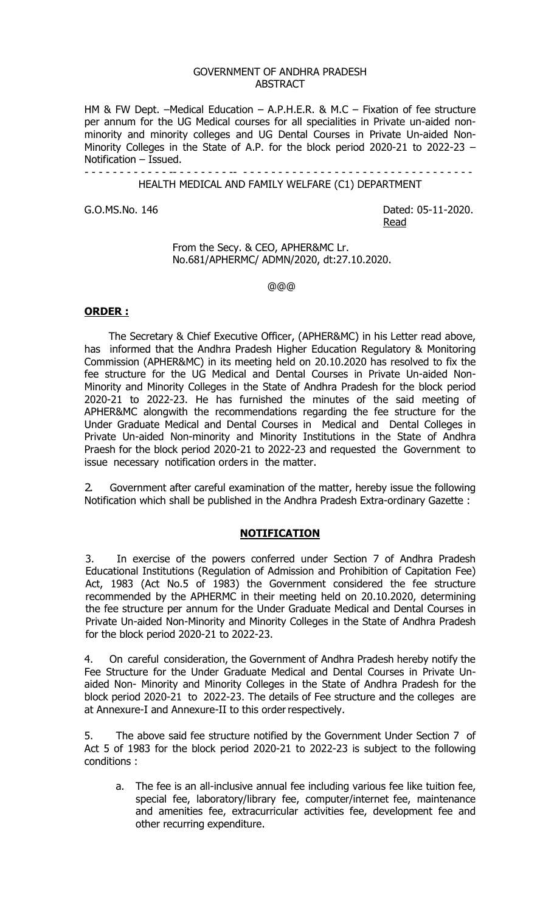GOVERNMENT OF ANDHRA PRADESH
ABSTRACT

HM & FW Dept. –Medical Education – A.P.H.E.R. & M.C – Fixation of fee structure per annum for the UG Medical courses for all specialities in Private un-aided non-minority and minority colleges and UG Dental Courses in Private Un-aided Non-Minority Colleges in the State of A.P. for the block period 2020-21 to 2022-23 – Notification – Issued.

- - - - - - - - - - - -- - - - - - - - -- - - - - - - - - - - - - - - - - - - - - - - - - - - - - - - -

HEALTH MEDICAL AND FAMILY WELFARE (C1) DEPARTMENT

G.O.MS.No. 146 Dated: 05-11-2020.

Read

From the Secy. & CEO, APHER&MC Lr. No.681/APHERMC/ ADMN/2020, dt:27.10.2020.

@@@

**ORDER :**

The Secretary & Chief Executive Officer, (APHER&MC) in his Letter read above, has informed that the Andhra Pradesh Higher Education Regulatory & Monitoring Commission (APHER&MC) in its meeting held on 20.10.2020 has resolved to fix the fee structure for the UG Medical and Dental Courses in Private Un-aided Non-Minority and Minority Colleges in the State of Andhra Pradesh for the block period 2020-21 to 2022-23. He has furnished the minutes of the said meeting of APHER&MC alongwith the recommendations regarding the fee structure for the Under Graduate Medical and Dental Courses in Medical and Dental Colleges in Private Un-aided Non-minority and Minority Institutions in the State of Andhra Praesh for the block period 2020-21 to 2022-23 and requested the Government to issue necessary notification orders in the matter.

2. Government after careful examination of the matter, hereby issue the following Notification which shall be published in the Andhra Pradesh Extra-ordinary Gazette :

**NOTIFICATION**

3. In exercise of the powers conferred under Section 7 of Andhra Pradesh Educational Institutions (Regulation of Admission and Prohibition of Capitation Fee) Act, 1983 (Act No.5 of 1983) the Government considered the fee structure recommended by the APHERMC in their meeting held on 20.10.2020, determining the fee structure per annum for the Under Graduate Medical and Dental Courses in Private Un-aided Non-Minority and Minority Colleges in the State of Andhra Pradesh for the block period 2020-21 to 2022-23.

4. On careful consideration, the Government of Andhra Pradesh hereby notify the Fee Structure for the Under Graduate Medical and Dental Courses in Private Un-aided Non- Minority and Minority Colleges in the State of Andhra Pradesh for the block period 2020-21 to 2022-23. The details of Fee structure and the colleges are at Annexure-I and Annexure-II to this order respectively.

5. The above said fee structure notified by the Government Under Section 7 of Act 5 of 1983 for the block period 2020-21 to 2022-23 is subject to the following conditions :

a. The fee is an all-inclusive annual fee including various fee like tuition fee, special fee, laboratory/library fee, computer/internet fee, maintenance and amenities fee, extracurricular activities fee, development fee and other recurring expenditure.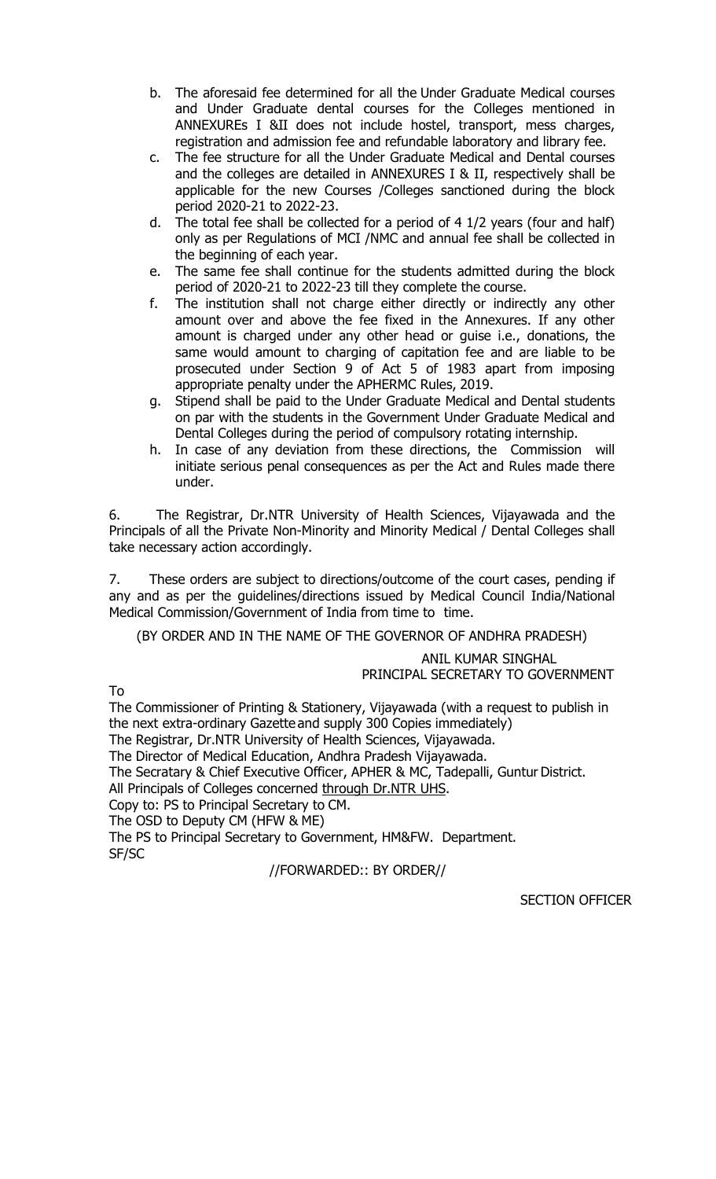b. The aforesaid fee determined for all the Under Graduate Medical courses and Under Graduate dental courses for the Colleges mentioned in ANNEXUREs I &II does not include hostel, transport, mess charges, registration and admission fee and refundable laboratory and library fee.

c. The fee structure for all the Under Graduate Medical and Dental courses and the colleges are detailed in ANNEXURES I & II, respectively shall be applicable for the new Courses /Colleges sanctioned during the block period 2020-21 to 2022-23.

d. The total fee shall be collected for a period of 4 1/2 years (four and half) only as per Regulations of MCI /NMC and annual fee shall be collected in the beginning of each year.

e. The same fee shall continue for the students admitted during the block period of 2020-21 to 2022-23 till they complete the course.

f. The institution shall not charge either directly or indirectly any other amount over and above the fee fixed in the Annexures. If any other amount is charged under any other head or guise i.e., donations, the same would amount to charging of capitation fee and are liable to be prosecuted under Section 9 of Act 5 of 1983 apart from imposing appropriate penalty under the APHERMC Rules, 2019.

g. Stipend shall be paid to the Under Graduate Medical and Dental students on par with the students in the Government Under Graduate Medical and Dental Colleges during the period of compulsory rotating internship.

h. In case of any deviation from these directions, the Commission will initiate serious penal consequences as per the Act and Rules made there under.

6. The Registrar, Dr.NTR University of Health Sciences, Vijayawada and the Principals of all the Private Non-Minority and Minority Medical / Dental Colleges shall take necessary action accordingly.

7. These orders are subject to directions/outcome of the court cases, pending if any and as per the guidelines/directions issued by Medical Council India/National Medical Commission/Government of India from time to time.

(BY ORDER AND IN THE NAME OF THE GOVERNOR OF ANDHRA PRADESH)

ANIL KUMAR SINGHAL
PRINCIPAL SECRETARY TO GOVERNMENT

To

The Commissioner of Printing & Stationery, Vijayawada (with a request to publish in the next extra-ordinary Gazette and supply 300 Copies immediately)
The Registrar, Dr.NTR University of Health Sciences, Vijayawada.
The Director of Medical Education, Andhra Pradesh Vijayawada.
The Secratary & Chief Executive Officer, APHER & MC, Tadepalli, Guntur District.
All Principals of Colleges concerned through Dr.NTR UHS.
Copy to: PS to Principal Secretary to CM.
The OSD to Deputy CM (HFW & ME)
The PS to Principal Secretary to Government, HM&FW. Department.
SF/SC

//FORWARDED:: BY ORDER//

SECTION OFFICER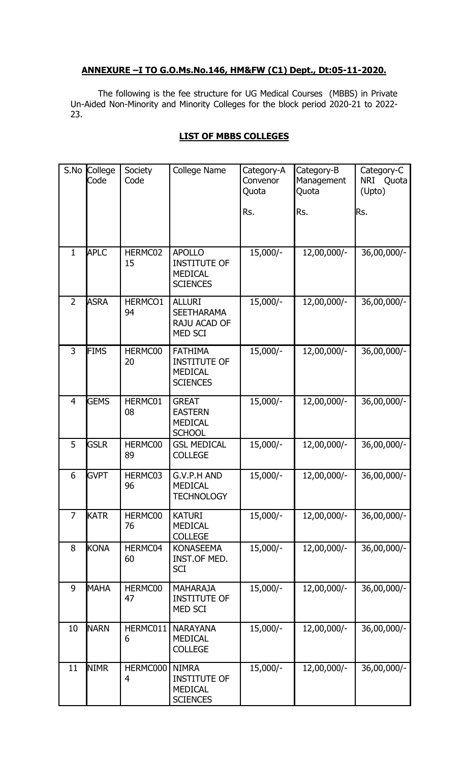**ANNEXURE –I TO G.O.Ms.No.146, HM&FW (C1) Dept., Dt:05-11-2020.**

The following is the fee structure for UG Medical Courses (MBBS) in Private Un-Aided Non-Minority and Minority Colleges for the block period 2020-21 to 2022-23.

**LIST OF MBBS COLLEGES**

| S.No | College Code | Society Code | College Name | Category-A Convenor Quota Rs. | Category-B Management Quota Rs. | Category-C NRI Quota (Upto) Rs. |
|---|---|---|---|---|---|---|
| 1 | APLC | HERMC0215 | APOLLO INSTITUTE OF MEDICAL SCIENCES | 15,000/- | 12,00,000/- | 36,00,000/- |
| 2 | ASRA | HERMCO194 | ALLURI SEETHARAMA RAJU ACAD OF MED SCI | 15,000/- | 12,00,000/- | 36,00,000/- |
| 3 | FIMS | HERMC0020 | FATHIMA INSTITUTE OF MEDICAL SCIENCES | 15,000/- | 12,00,000/- | 36,00,000/- |
| 4 | GEMS | HERMC0108 | GREAT EASTERN MEDICAL SCHOOL | 15,000/- | 12,00,000/- | 36,00,000/- |
| 5 | GSLR | HERMC0089 | GSL MEDICAL COLLEGE | 15,000/- | 12,00,000/- | 36,00,000/- |
| 6 | GVPT | HERMC0396 | G.V.P.H AND MEDICAL TECHNOLOGY | 15,000/- | 12,00,000/- | 36,00,000/- |
| 7 | KATR | HERMC0076 | KATURI MEDICAL COLLEGE | 15,000/- | 12,00,000/- | 36,00,000/- |
| 8 | KONA | HERMC0460 | KONASEEMA INST.OF MED. SCI | 15,000/- | 12,00,000/- | 36,00,000/- |
| 9 | MAHA | HERMC0047 | MAHARAJA INSTITUTE OF MED SCI | 15,000/- | 12,00,000/- | 36,00,000/- |
| 10 | NARN | HERMC0116 | NARAYANA MEDICAL COLLEGE | 15,000/- | 12,00,000/- | 36,00,000/- |
| 11 | NIMR | HERMC0004 | NIMRA INSTITUTE OF MEDICAL SCIENCES | 15,000/- | 12,00,000/- | 36,00,000/- |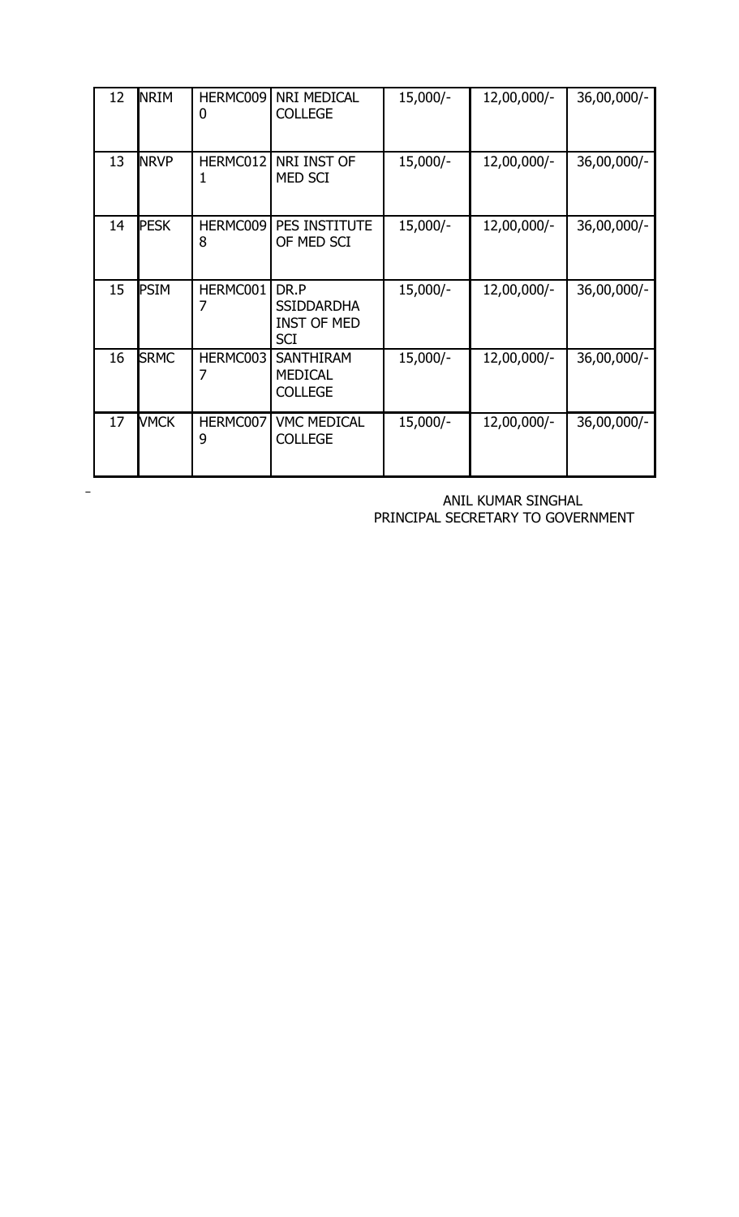| 12 | NRIM | HERMC0090 | NRI MEDICAL COLLEGE | 15,000/- | 12,00,000/- | 36,00,000/- |
|---|---|---|---|---|---|---|
| 13 | NRVP | HERMC0121 | NRI INST OF MED SCI | 15,000/- | 12,00,000/- | 36,00,000/- |
| 14 | PESK | HERMC0098 | PES INSTITUTE OF MED SCI | 15,000/- | 12,00,000/- | 36,00,000/- |
| 15 | PSIM | HERMC0017 | DR.P SSIDDARDHA INST OF MED SCI | 15,000/- | 12,00,000/- | 36,00,000/- |
| 16 | SRMC | HERMC0037 | SANTHIRAM MEDICAL COLLEGE | 15,000/- | 12,00,000/- | 36,00,000/- |
| 17 | VMCK | HERMC0079 | VMC MEDICAL COLLEGE | 15,000/- | 12,00,000/- | 36,00,000/- |

ANIL KUMAR SINGHAL
PRINCIPAL SECRETARY TO GOVERNMENT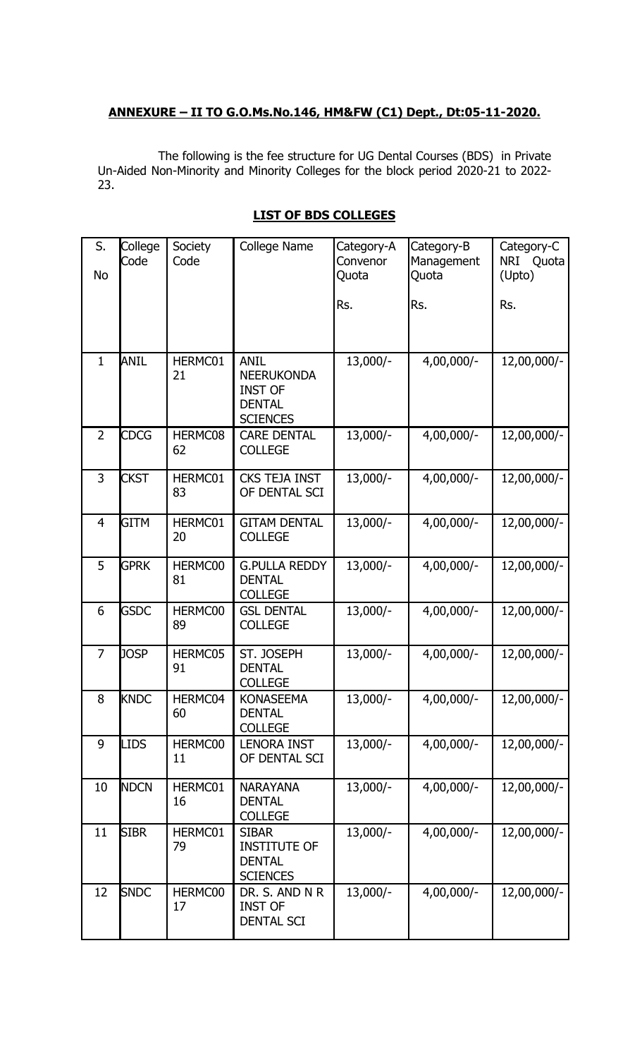**ANNEXURE – II TO G.O.Ms.No.146, HM&FW (C1) Dept., Dt:05-11-2020.**

The following is the fee structure for UG Dental Courses (BDS) in Private Un-Aided Non-Minority and Minority Colleges for the block period 2020-21 to 2022-23.

**LIST OF BDS COLLEGES**

| S. No | College Code | Society Code | College Name | Category-A Convenor Quota Rs. | Category-B Management Quota Rs. | Category-C NRI Quota (Upto) Rs. |
|---|---|---|---|---|---|---|
| 1 | ANIL | HERMC0121 | ANIL NEERUKONDA INST OF DENTAL SCIENCES | 13,000/- | 4,00,000/- | 12,00,000/- |
| 2 | CDCG | HERMC0862 | CARE DENTAL COLLEGE | 13,000/- | 4,00,000/- | 12,00,000/- |
| 3 | CKST | HERMC0183 | CKS TEJA INST OF DENTAL SCI | 13,000/- | 4,00,000/- | 12,00,000/- |
| 4 | GITM | HERMC0120 | GITAM DENTAL COLLEGE | 13,000/- | 4,00,000/- | 12,00,000/- |
| 5 | GPRK | HERMC0081 | G.PULLA REDDY DENTAL COLLEGE | 13,000/- | 4,00,000/- | 12,00,000/- |
| 6 | GSDC | HERMC0089 | GSL DENTAL COLLEGE | 13,000/- | 4,00,000/- | 12,00,000/- |
| 7 | JOSP | HERMC0591 | ST. JOSEPH DENTAL COLLEGE | 13,000/- | 4,00,000/- | 12,00,000/- |
| 8 | KNDC | HERMC0460 | KONASEEMA DENTAL COLLEGE | 13,000/- | 4,00,000/- | 12,00,000/- |
| 9 | LIDS | HERMC0011 | LENORA INST OF DENTAL SCI | 13,000/- | 4,00,000/- | 12,00,000/- |
| 10 | NDCN | HERMC0116 | NARAYANA DENTAL COLLEGE | 13,000/- | 4,00,000/- | 12,00,000/- |
| 11 | SIBR | HERMC0179 | SIBAR INSTITUTE OF DENTAL SCIENCES | 13,000/- | 4,00,000/- | 12,00,000/- |
| 12 | SNDC | HERMC0017 | DR. S. AND N R INST OF DENTAL SCI | 13,000/- | 4,00,000/- | 12,00,000/- |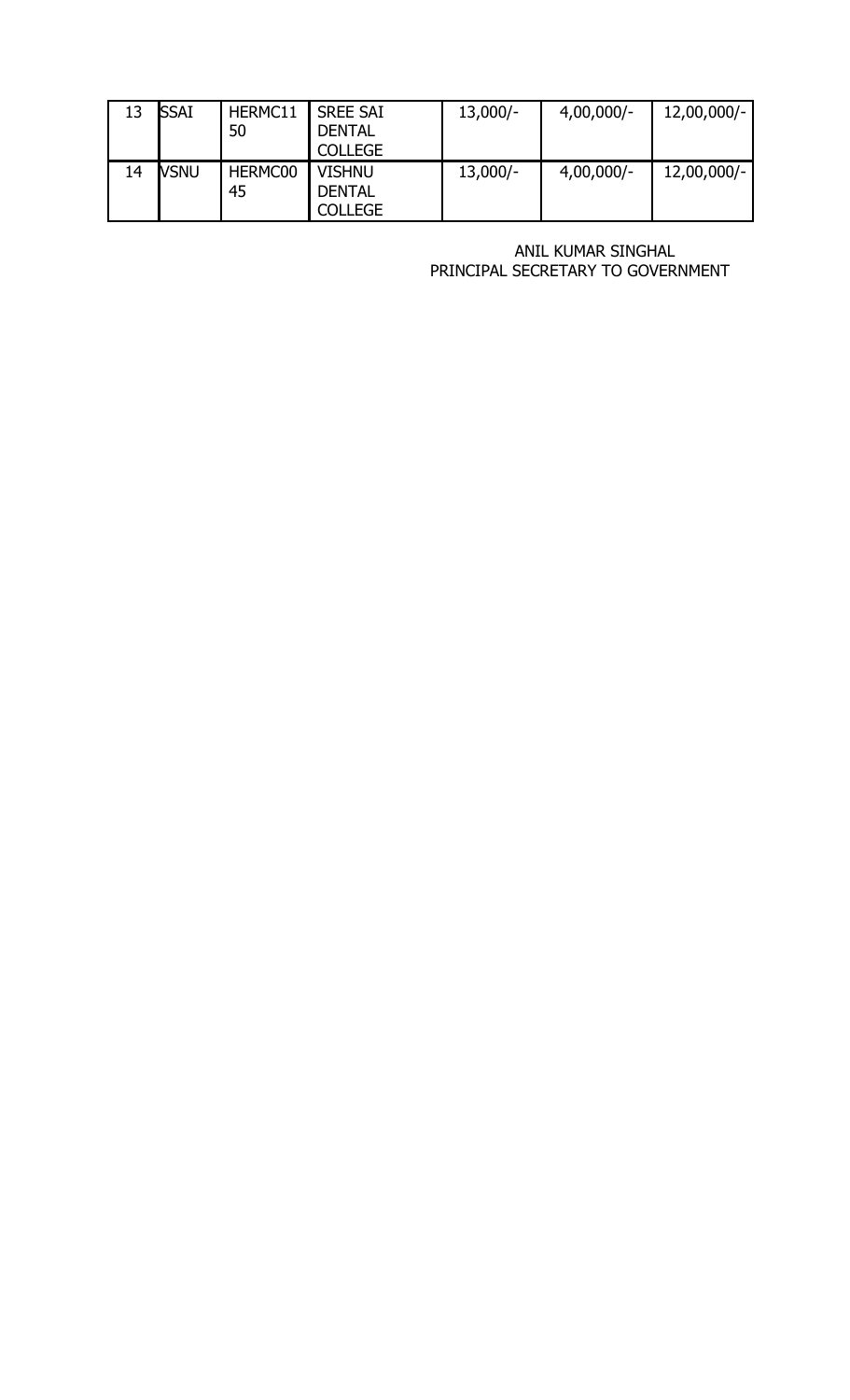| | | | | | | |
|---|---|---|---|---|---|---|
| 13 | SSAI | HERMC1150 | SREE SAI DENTAL COLLEGE | 13,000/- | 4,00,000/- | 12,00,000/- |
| 14 | VSNU | HERMC0045 | VISHNU DENTAL COLLEGE | 13,000/- | 4,00,000/- | 12,00,000/- |

ANIL KUMAR SINGHAL
PRINCIPAL SECRETARY TO GOVERNMENT